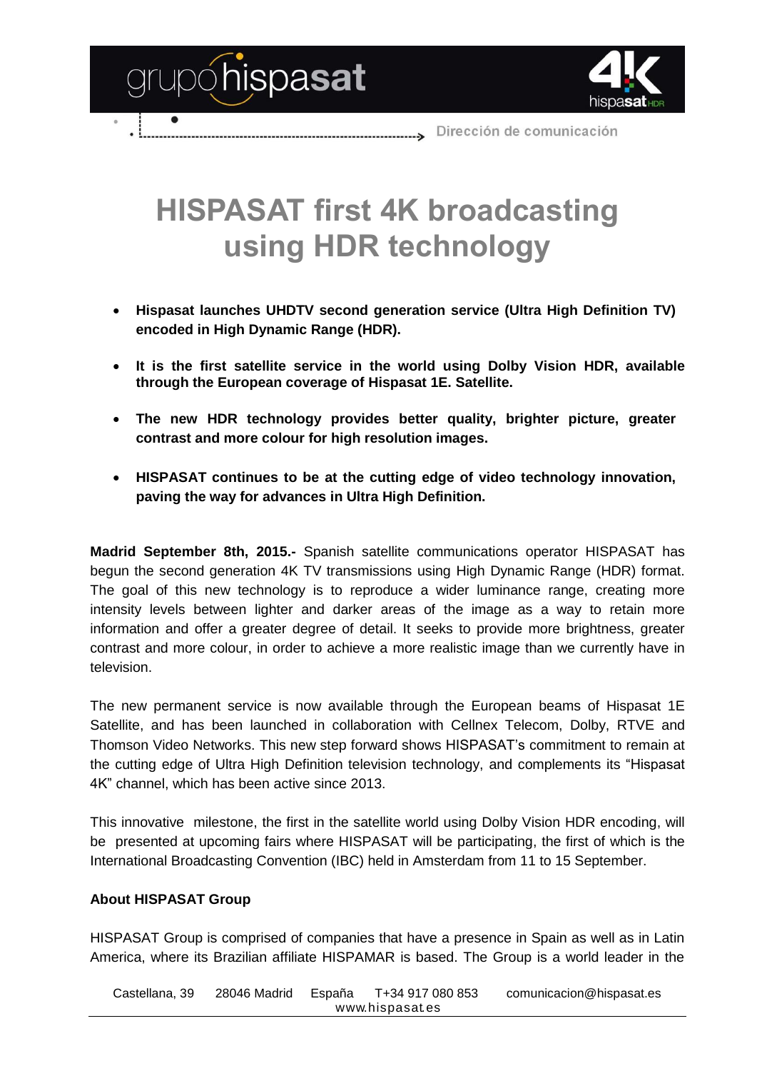Dirección de comunicación

# HISPASAT first 4K broadcasting using HDR technology

- **Hispasat launches UHDTV second generation service (Ultra High Definition TV) encoded in High Dynamic Range (HDR).**
- **It is the first satellite service in the world using Dolby Vision HDR, available through the European coverage of Hispasat 1E. Satellite.**
- **The new HDR technology provides better quality, brighter picture, greater contrast and more colour for high resolution images.**
- **HISPASAT continues to be at the cutting edge of video technology innovation, paving the way for advances in Ultra High Definition.**

**Madrid September 8th, 2015.-** Spanish satellite communications operator HISPASAT has begun the second generation 4K TV transmissions using High Dynamic Range (HDR) format. The goal of this new technology is to reproduce a wider luminance range, creating more intensity levels between lighter and darker areas of the image as a way to retain more information and offer a greater degree of detail. It seeks to provide more brightness, greater contrast and more colour, in order to achieve a more realistic image than we currently have in television.

The new permanent service is now available through the European beams of Hispasat 1E Satellite, and has been launched in collaboration with Cellnex Telecom, Dolby, RTVE and Thomson Video Networks. This new step forward shows HISPASAT's commitment to remain at the cutting edge of Ultra High Definition television technology, and complements its "Hispasat 4K" channel, which has been active since 2013.

This innovative milestone, the first in the satellite world using Dolby Vision HDR encoding, will be presented at upcoming fairs where HISPASAT will be participating, the first of which is the International Broadcasting Convention (IBC) held in Amsterdam from 11 to 15 September.

**About HISPASAT Group**

HISPASAT Group is comprised of companies that have a presence in Spain as well as in Latin America, where its Brazilian affiliate HISPAMAR is based. The Group is a world leader in the

Castellana, 39 28046 Madrid España T+34 917 080 853 comunicacion@hispasat.es
www.hispasat.es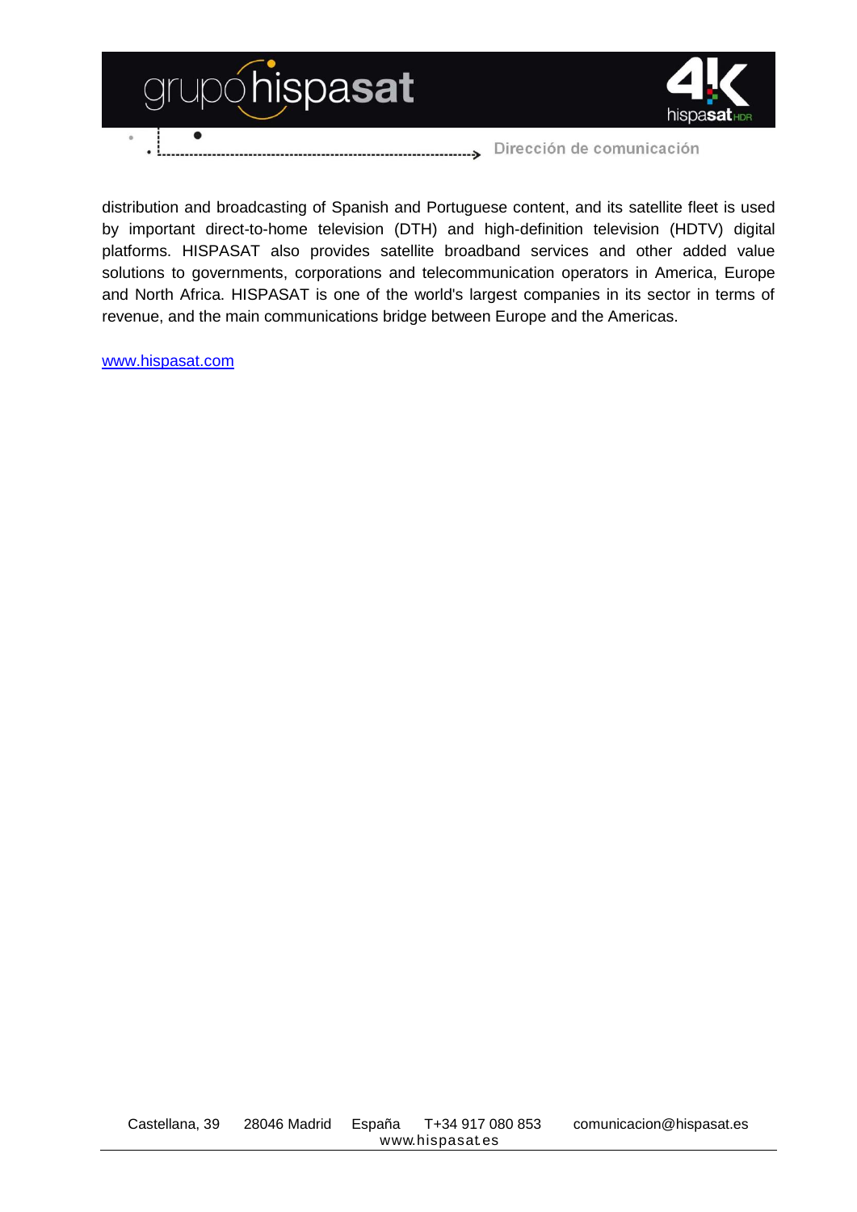distribution and broadcasting of Spanish and Portuguese content, and its satellite fleet is used by important direct-to-home television (DTH) and high-definition television (HDTV) digital platforms. HISPASAT also provides satellite broadband services and other added value solutions to governments, corporations and telecommunication operators in America, Europe and North Africa. HISPASAT is one of the world's largest companies in its sector in terms of revenue, and the main communications bridge between Europe and the Americas.

[www.hispasat.com](http://www.hispasat.com)